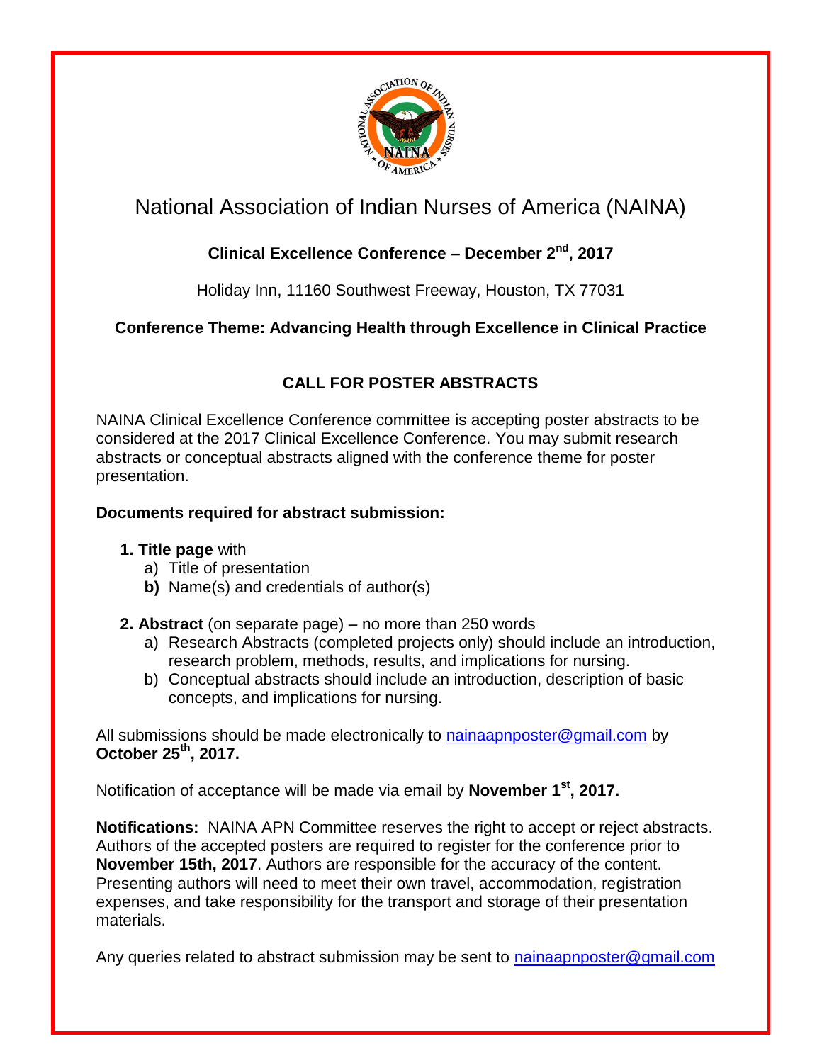# National Association of Indian Nurses of America (NAINA)

## Clinical Excellence Conference – December 2nd, 2017

Holiday Inn, 11160 Southwest Freeway, Houston, TX 77031

**Conference Theme: Advancing Health through Excellence in Clinical Practice**

## CALL FOR POSTER ABSTRACTS

NAINA Clinical Excellence Conference committee is accepting poster abstracts to be considered at the 2017 Clinical Excellence Conference. You may submit research abstracts or conceptual abstracts aligned with the conference theme for poster presentation.

**Documents required for abstract submission:**

1. **Title page** with
   a) Title of presentation
   **b)** Name(s) and credentials of author(s)

2. **Abstract** (on separate page) – no more than 250 words
   a) Research Abstracts (completed projects only) should include an introduction, research problem, methods, results, and implications for nursing.
   b) Conceptual abstracts should include an introduction, description of basic concepts, and implications for nursing.

All submissions should be made electronically to nainaapnposter@gmail.com by **October 25th, 2017.**

Notification of acceptance will be made via email by **November 1st, 2017.**

**Notifications:** NAINA APN Committee reserves the right to accept or reject abstracts. Authors of the accepted posters are required to register for the conference prior to **November 15th, 2017**. Authors are responsible for the accuracy of the content. Presenting authors will need to meet their own travel, accommodation, registration expenses, and take responsibility for the transport and storage of their presentation materials.

Any queries related to abstract submission may be sent to nainaapnposter@gmail.com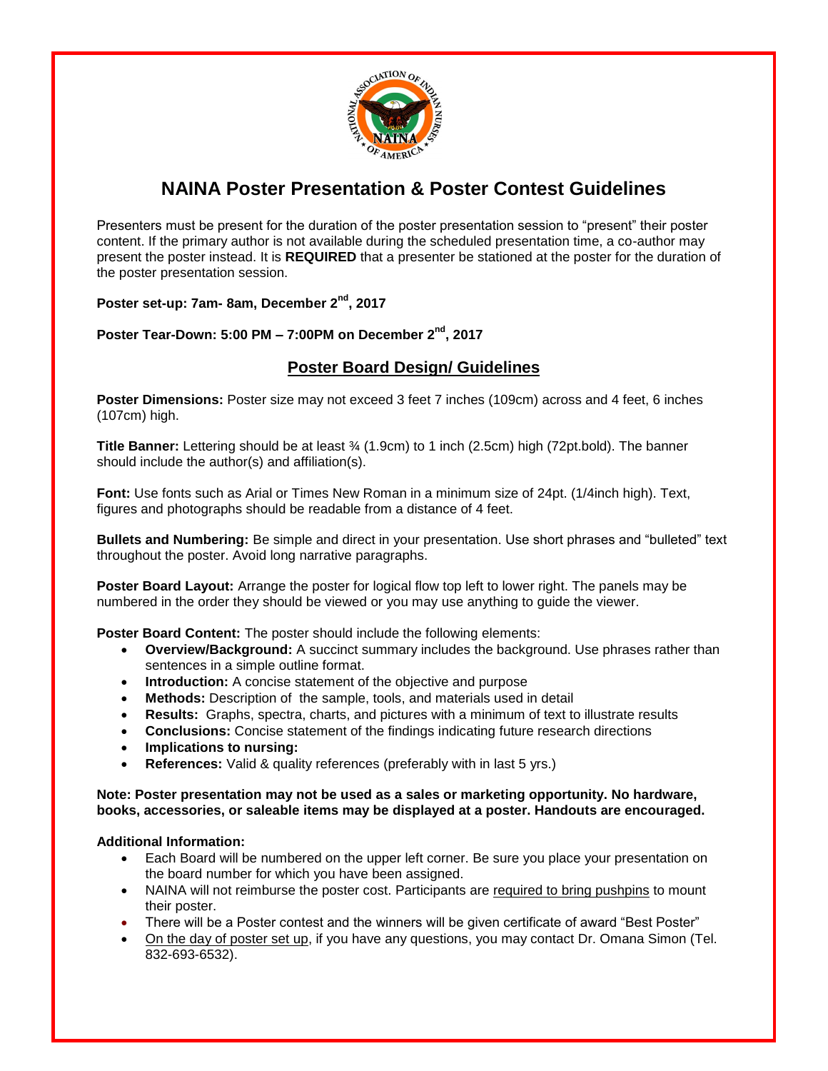# NAINA Poster Presentation & Poster Contest Guidelines

Presenters must be present for the duration of the poster presentation session to "present" their poster content. If the primary author is not available during the scheduled presentation time, a co-author may present the poster instead. It is **REQUIRED** that a presenter be stationed at the poster for the duration of the poster presentation session.

**Poster set-up: 7am- 8am, December 2nd, 2017**

**Poster Tear-Down: 5:00 PM – 7:00PM on December 2nd, 2017**

## Poster Board Design/ Guidelines

**Poster Dimensions:** Poster size may not exceed 3 feet 7 inches (109cm) across and 4 feet, 6 inches (107cm) high.

**Title Banner:** Lettering should be at least ¾ (1.9cm) to 1 inch (2.5cm) high (72pt.bold). The banner should include the author(s) and affiliation(s).

**Font:** Use fonts such as Arial or Times New Roman in a minimum size of 24pt. (1/4inch high). Text, figures and photographs should be readable from a distance of 4 feet.

**Bullets and Numbering:** Be simple and direct in your presentation. Use short phrases and "bulleted" text throughout the poster. Avoid long narrative paragraphs.

**Poster Board Layout:** Arrange the poster for logical flow top left to lower right. The panels may be numbered in the order they should be viewed or you may use anything to guide the viewer.

**Poster Board Content:** The poster should include the following elements:

- **Overview/Background:** A succinct summary includes the background. Use phrases rather than sentences in a simple outline format.
- **Introduction:** A concise statement of the objective and purpose
- **Methods:** Description of the sample, tools, and materials used in detail
- **Results:** Graphs, spectra, charts, and pictures with a minimum of text to illustrate results
- **Conclusions:** Concise statement of the findings indicating future research directions
- **Implications to nursing:**
- **References:** Valid & quality references (preferably with in last 5 yrs.)

**Note: Poster presentation may not be used as a sales or marketing opportunity. No hardware, books, accessories, or saleable items may be displayed at a poster. Handouts are encouraged.**

**Additional Information:**

- Each Board will be numbered on the upper left corner. Be sure you place your presentation on the board number for which you have been assigned.
- NAINA will not reimburse the poster cost. Participants are required to bring pushpins to mount their poster.
- There will be a Poster contest and the winners will be given certificate of award "Best Poster"
- On the day of poster set up, if you have any questions, you may contact Dr. Omana Simon (Tel. 832-693-6532).